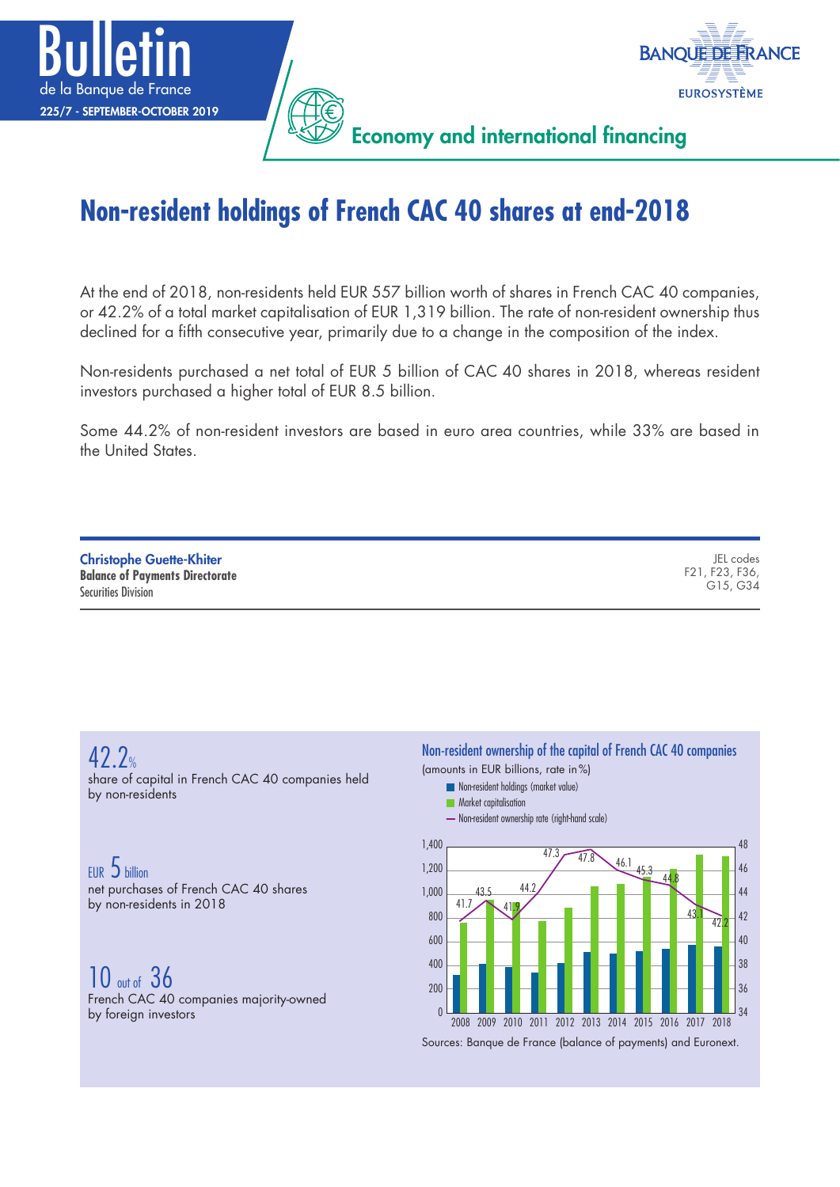# Bulletin de la Banque de France

225/7 - SEPTEMBER-OCTOBER 2019

Economy and international financing

# Non-resident holdings of French CAC 40 shares at end-2018

At the end of 2018, non-residents held EUR 557 billion worth of shares in French CAC 40 companies, or 42.2% of a total market capitalisation of EUR 1,319 billion. The rate of non-resident ownership thus declined for a fifth consecutive year, primarily due to a change in the composition of the index.

Non-residents purchased a net total of EUR 5 billion of CAC 40 shares in 2018, whereas resident investors purchased a higher total of EUR 8.5 billion.

Some 44.2% of non-resident investors are based in euro area countries, while 33% are based in the United States.

**Christophe Guette-Khiter**
**Balance of Payments Directorate**
Securities Division

JEL codes
F21, F23, F36, G15, G34

**42.2%**
share of capital in French CAC 40 companies held by non-residents

**EUR 5 billion**
net purchases of French CAC 40 shares by non-residents in 2018

**10 out of 36**
French CAC 40 companies majority-owned by foreign investors

**Non-resident ownership of the capital of French CAC 40 companies**
(amounts in EUR billions, rate in %)

- Non-resident holdings (market value)
- Market capitalisation
- Non-resident ownership rate (right-hand scale)

| Year | 2008 | 2009 | 2010 | 2011 | 2012 | 2013 | 2014 | 2015 | 2016 | 2017 | 2018 |
|---|---|---|---|---|---|---|---|---|---|---|---|
| Non-resident ownership rate (%) | 41.7 | 43.5 | 41.9 | 44.2 | 47.3 | 47.8 | 46.1 | 45.3 | 44.8 | 43.1 | 42.2 |

Sources: Banque de France (balance of payments) and Euronext.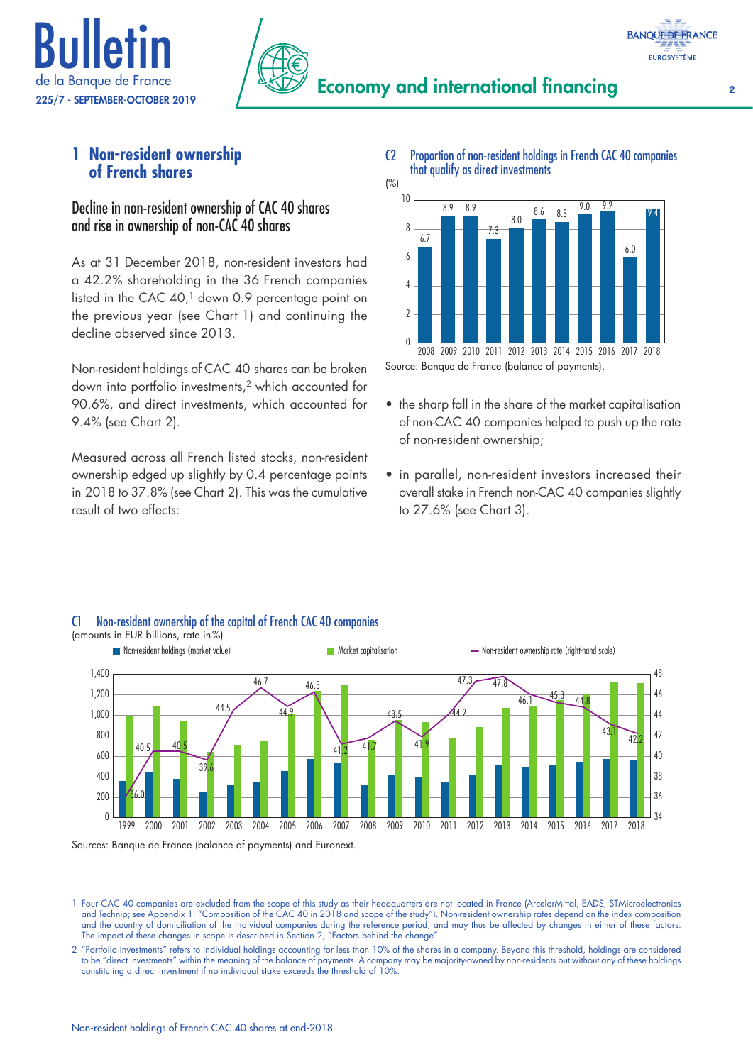# 1 Non-resident ownership of French shares

## Decline in non-resident ownership of CAC 40 shares and rise in ownership of non-CAC 40 shares

As at 31 December 2018, non-resident investors had a 42.2% shareholding in the 36 French companies listed in the CAC 40,[1] down 0.9 percentage point on the previous year (see Chart 1) and continuing the decline observed since 2013.

Non-resident holdings of CAC 40 shares can be broken down into portfolio investments,[2] which accounted for 90.6%, and direct investments, which accounted for 9.4% (see Chart 2).

Measured across all French listed stocks, non-resident ownership edged up slightly by 0.4 percentage points in 2018 to 37.8% (see Chart 2). This was the cumulative result of two effects:

- the sharp fall in the share of the market capitalisation of non-CAC 40 companies helped to push up the rate of non-resident ownership;
- in parallel, non-resident investors increased their overall stake in French non-CAC 40 companies slightly to 27.6% (see Chart 3).

**C2 Proportion of non-resident holdings in French CAC 40 companies that qualify as direct investments**

(%)

| 2008 | 2009 | 2010 | 2011 | 2012 | 2013 | 2014 | 2015 | 2016 | 2017 | 2018 |
|---|---|---|---|---|---|---|---|---|---|---|
| 6.7 | 8.9 | 8.9 | 7.3 | 8.0 | 8.6 | 8.5 | 9.0 | 9.2 | 6.0 | 9.4 |

Source: Banque de France (balance of payments).

**C1 Non-resident ownership of the capital of French CAC 40 companies**

(amounts in EUR billions, rate in %)

Non-resident holdings (market value); Market capitalisation; Non-resident ownership rate (right-hand scale)

| | 1999 | 2000 | 2001 | 2002 | 2003 | 2004 | 2005 | 2006 | 2007 | 2008 | 2009 | 2010 | 2011 | 2012 | 2013 | 2014 | 2015 | 2016 | 2017 | 2018 |
|---|---|---|---|---|---|---|---|---|---|---|---|---|---|---|---|---|---|---|---|---|
| Non-resident ownership rate (%) | 36.0 | 40.5 | 40.5 | 39.6 | 44.5 | 46.7 | 44.9 | 46.3 | 41.2 | 41.7 | 43.5 | 41.9 | 44.2 | 47.3 | 47.8 | 46.1 | 45.3 | 44.8 | 43.1 | 42.2 |

Sources: Banque de France (balance of payments) and Euronext.

1 Four CAC 40 companies are excluded from the scope of this study as their headquarters are not located in France (ArcelorMittal, EADS, STMicroelectronics and Technip; see Appendix 1: "Composition of the CAC 40 in 2018 and scope of the study"). Non-resident ownership rates depend on the index composition and the country of domiciliation of the individual companies during the reference period, and may thus be affected by changes in either of these factors. The impact of these changes in scope is described in Section 2, "Factors behind the change".

2 "Portfolio investments" refers to individual holdings accounting for less than 10% of the shares in a company. Beyond this threshold, holdings are considered to be "direct investments" within the meaning of the balance of payments. A company may be majority-owned by non-residents but without any of these holdings constituting a direct investment if no individual stake exceeds the threshold of 10%.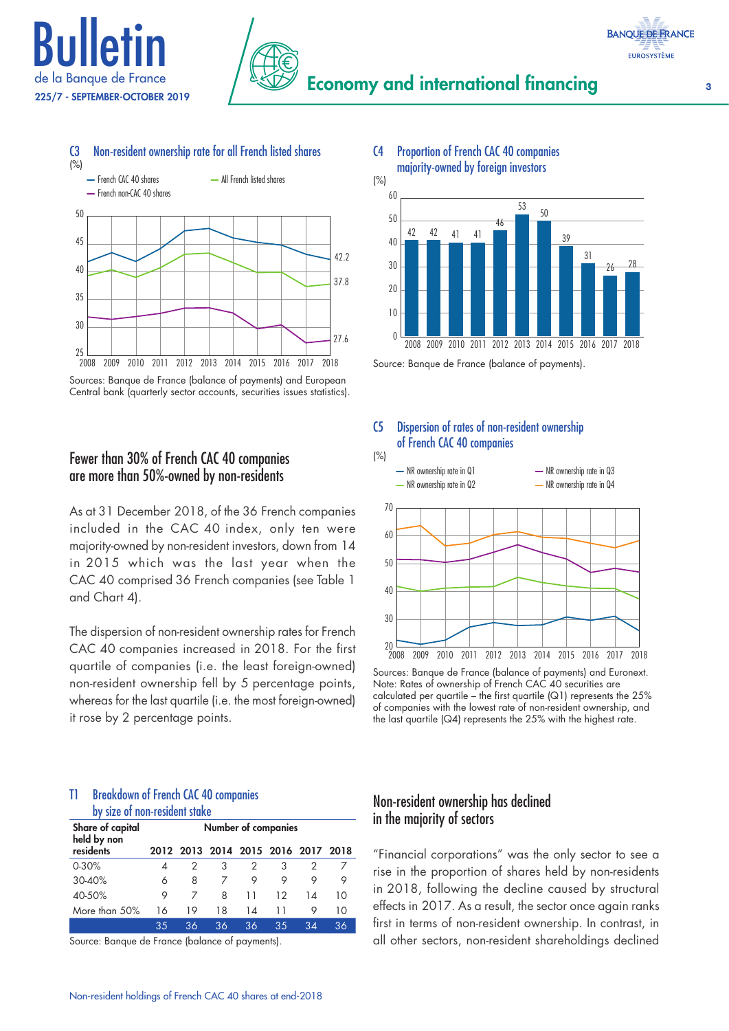### C3 Non-resident ownership rate for all French listed shares

(%)

- French CAC 40 shares
- All French listed shares
- French non-CAC 40 shares

Sources: Banque de France (balance of payments) and European Central bank (quarterly sector accounts, securities issues statistics).

### C4 Proportion of French CAC 40 companies majority-owned by foreign investors

(%)

| 2008 | 2009 | 2010 | 2011 | 2012 | 2013 | 2014 | 2015 | 2016 | 2017 | 2018 |
|---|---|---|---|---|---|---|---|---|---|---|
| 42 | 42 | 41 | 41 | 46 | 53 | 50 | 39 | 31 | 26 | 28 |

Source: Banque de France (balance of payments).

## Fewer than 30% of French CAC 40 companies are more than 50%-owned by non-residents

As at 31 December 2018, of the 36 French companies included in the CAC 40 index, only ten were majority-owned by non-resident investors, down from 14 in 2015 which was the last year when the CAC 40 comprised 36 French companies (see Table 1 and Chart 4).

The dispersion of non-resident ownership rates for French CAC 40 companies increased in 2018. For the first quartile of companies (i.e. the least foreign-owned) non-resident ownership fell by 5 percentage points, whereas for the last quartile (i.e. the most foreign-owned) it rose by 2 percentage points.

### C5 Dispersion of rates of non-resident ownership of French CAC 40 companies

(%)

- NR ownership rate in Q1
- NR ownership rate in Q2
- NR ownership rate in Q3
- NR ownership rate in Q4

Sources: Banque de France (balance of payments) and Euronext.
Note: Rates of ownership of French CAC 40 securities are calculated per quartile – the first quartile (Q1) represents the 25% of companies with the lowest rate of non-resident ownership, and the last quartile (Q4) represents the 25% with the highest rate.

### T1 Breakdown of French CAC 40 companies by size of non-resident stake

| Share of capital held by non residents | 2012 | 2013 | 2014 | 2015 | 2016 | 2017 | 2018 |
|---|---|---|---|---|---|---|---|
| 0-30% | 4 | 2 | 3 | 2 | 3 | 2 | 7 |
| 30-40% | 6 | 8 | 7 | 9 | 9 | 9 | 9 |
| 40-50% | 9 | 7 | 8 | 11 | 12 | 14 | 10 |
| More than 50% | 16 | 19 | 18 | 14 | 11 | 9 | 10 |
| | 35 | 36 | 36 | 36 | 35 | 34 | 36 |

Source: Banque de France (balance of payments).

## Non-resident ownership has declined in the majority of sectors

"Financial corporations" was the only sector to see a rise in the proportion of shares held by non-residents in 2018, following the decline caused by structural effects in 2017. As a result, the sector once again ranks first in terms of non-resident ownership. In contrast, in all other sectors, non-resident shareholdings declined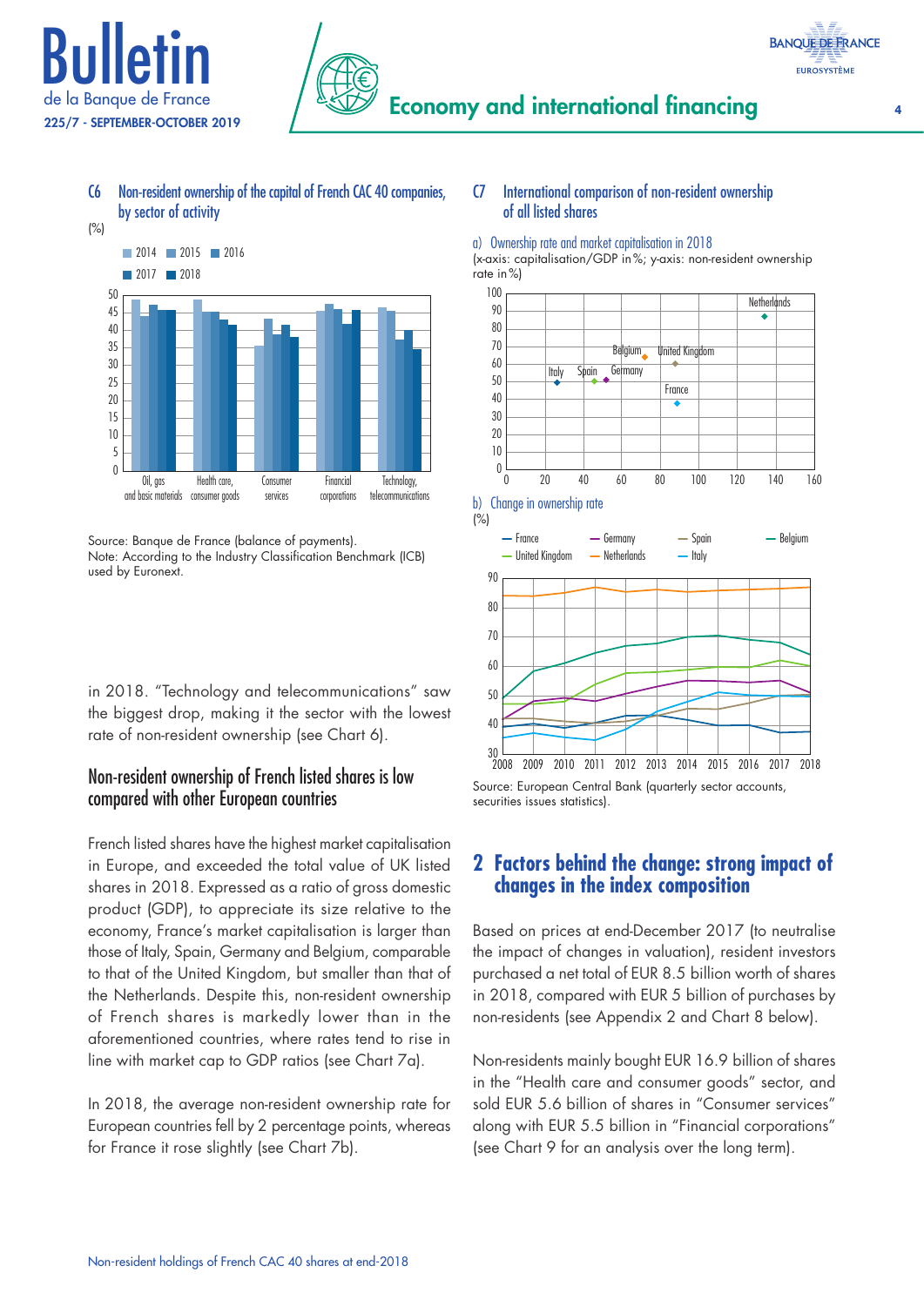### C6 Non-resident ownership of the capital of French CAC 40 companies, by sector of activity

(%)

Source: Banque de France (balance of payments).
Note: According to the Industry Classification Benchmark (ICB) used by Euronext.

### C7 International comparison of non-resident ownership of all listed shares

a) Ownership rate and market capitalisation in 2018

(x-axis: capitalisation/GDP in %; y-axis: non-resident ownership rate in %)

b) Change in ownership rate

(%)

Source: European Central Bank (quarterly sector accounts, securities issues statistics).

in 2018. "Technology and telecommunications" saw the biggest drop, making it the sector with the lowest rate of non-resident ownership (see Chart 6).

## Non-resident ownership of French listed shares is low compared with other European countries

French listed shares have the highest market capitalisation in Europe, and exceeded the total value of UK listed shares in 2018. Expressed as a ratio of gross domestic product (GDP), to appreciate its size relative to the economy, France's market capitalisation is larger than those of Italy, Spain, Germany and Belgium, comparable to that of the United Kingdom, but smaller than that of the Netherlands. Despite this, non-resident ownership of French shares is markedly lower than in the aforementioned countries, where rates tend to rise in line with market cap to GDP ratios (see Chart 7a).

In 2018, the average non-resident ownership rate for European countries fell by 2 percentage points, whereas for France it rose slightly (see Chart 7b).

## 2 Factors behind the change: strong impact of changes in the index composition

Based on prices at end-December 2017 (to neutralise the impact of changes in valuation), resident investors purchased a net total of EUR 8.5 billion worth of shares in 2018, compared with EUR 5 billion of purchases by non-residents (see Appendix 2 and Chart 8 below).

Non-residents mainly bought EUR 16.9 billion of shares in the "Health care and consumer goods" sector, and sold EUR 5.6 billion of shares in "Consumer services" along with EUR 5.5 billion in "Financial corporations" (see Chart 9 for an analysis over the long term).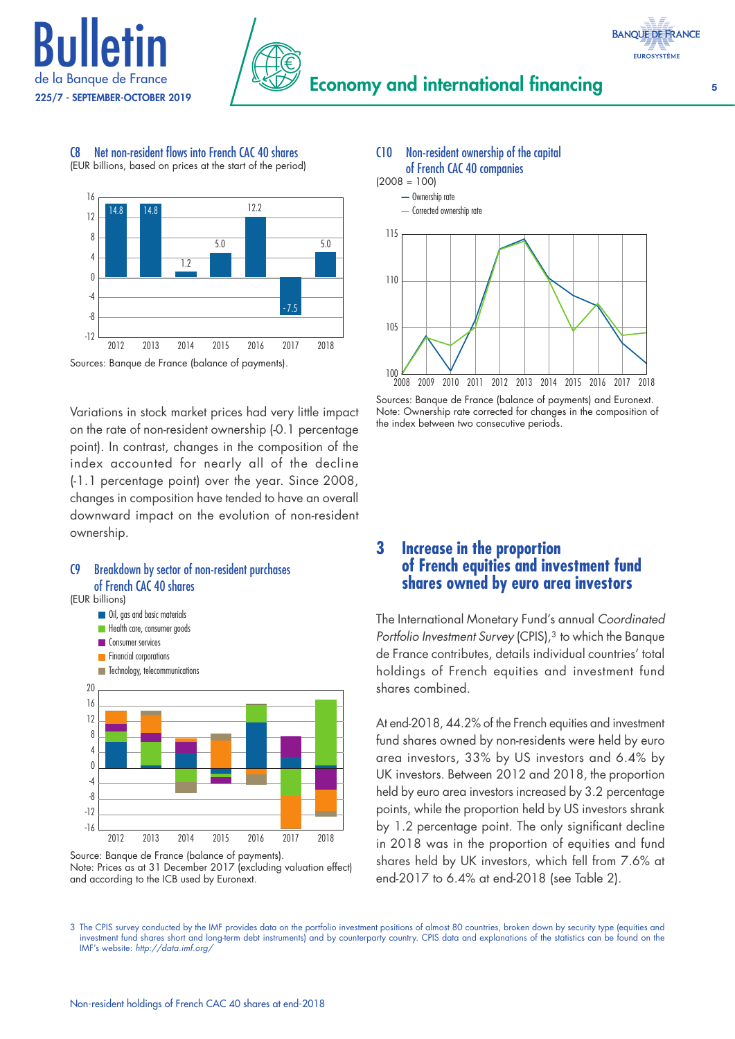### C8 Net non-resident flows into French CAC 40 shares

(EUR billions, based on prices at the start of the period)

| 2012 | 2013 | 2014 | 2015 | 2016 | 2017 | 2018 |
|---|---|---|---|---|---|---|
| 14.8 | 14.8 | 1.2 | 5.0 | 12.2 | -7.5 | 5.0 |

Sources: Banque de France (balance of payments).

Variations in stock market prices had very little impact on the rate of non-resident ownership (-0.1 percentage point). In contrast, changes in the composition of the index accounted for nearly all of the decline (-1.1 percentage point) over the year. Since 2008, changes in composition have tended to have an overall downward impact on the evolution of non-resident ownership.

### C9 Breakdown by sector of non-resident purchases of French CAC 40 shares

(EUR billions)

- Oil, gas and basic materials
- Health care, consumer goods
- Consumer services
- Financial corporations
- Technology, telecommunications

Source: Banque de France (balance of payments).
Note: Prices as at 31 December 2017 (excluding valuation effect) and according to the ICB used by Euronext.

### C10 Non-resident ownership of the capital of French CAC 40 companies

(2008 = 100)

- Ownership rate
- Corrected ownership rate

Sources: Banque de France (balance of payments) and Euronext.
Note: Ownership rate corrected for changes in the composition of the index between two consecutive periods.

## 3 Increase in the proportion of French equities and investment fund shares owned by euro area investors

The International Monetary Fund's annual *Coordinated Portfolio Investment Survey* (CPIS),[3] to which the Banque de France contributes, details individual countries' total holdings of French equities and investment fund shares combined.

At end-2018, 44.2% of the French equities and investment fund shares owned by non-residents were held by euro area investors, 33% by US investors and 6.4% by UK investors. Between 2012 and 2018, the proportion held by euro area investors increased by 3.2 percentage points, while the proportion held by US investors shrank by 1.2 percentage point. The only significant decline in 2018 was in the proportion of equities and fund shares held by UK investors, which fell from 7.6% at end-2017 to 6.4% at end-2018 (see Table 2).

3 The CPIS survey conducted by the IMF provides data on the portfolio investment positions of almost 80 countries, broken down by security type (equities and investment fund shares short and long-term debt instruments) and by counterparty country. CPIS data and explanations of the statistics can be found on the IMF's website: *http://data.imf.org/*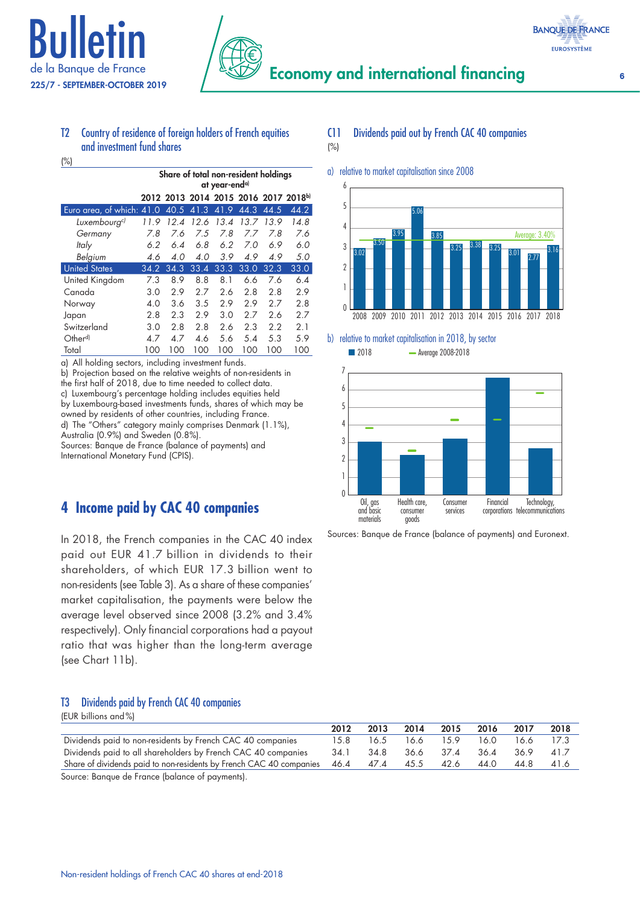### T2 Country of residence of foreign holders of French equities and investment fund shares

(%)

| | Share of total non-resident holdings at year-end[a] | | | | | | |
|---|---|---|---|---|---|---|---|
| | 2012 | 2013 | 2014 | 2015 | 2016 | 2017 | 2018[b] |
| Euro area, of which: | 41.0 | 40.5 | 41.3 | 41.9 | 44.3 | 44.5 | 44.2 |
| *Luxembourg[c]* | *11.9* | *12.4* | *12.6* | *13.4* | *13.7* | *13.9* | *14.8* |
| *Germany* | *7.8* | *7.6* | *7.5* | *7.8* | *7.7* | *7.8* | *7.6* |
| *Italy* | *6.2* | *6.4* | *6.8* | *6.2* | *7.0* | *6.9* | *6.0* |
| *Belgium* | *4.6* | *4.0* | *4.0* | *3.9* | *4.9* | *4.9* | *5.0* |
| United States | 34.2 | 34.3 | 33.4 | 33.3 | 33.0 | 32.3 | 33.0 |
| United Kingdom | 7.3 | 8.9 | 8.8 | 8.1 | 6.6 | 7.6 | 6.4 |
| Canada | 3.0 | 2.9 | 2.7 | 2.6 | 2.8 | 2.8 | 2.9 |
| Norway | 4.0 | 3.6 | 3.5 | 2.9 | 2.9 | 2.7 | 2.8 |
| Japan | 2.8 | 2.3 | 2.9 | 3.0 | 2.7 | 2.6 | 2.7 |
| Switzerland | 3.0 | 2.8 | 2.8 | 2.6 | 2.3 | 2.2 | 2.1 |
| Other[d] | 4.7 | 4.7 | 4.6 | 5.6 | 5.4 | 5.3 | 5.9 |
| Total | 100 | 100 | 100 | 100 | 100 | 100 | 100 |

a) All holding sectors, including investment funds.
b) Projection based on the relative weights of non-residents in the first half of 2018, due to time needed to collect data.
c) Luxembourg's percentage holding includes equities held by Luxembourg-based investments funds, shares of which may be owned by residents of other countries, including France.
d) The "Others" category mainly comprises Denmark (1.1%), Australia (0.9%) and Sweden (0.8%).
Sources: Banque de France (balance of payments) and International Monetary Fund (CPIS).

## 4 Income paid by CAC 40 companies

In 2018, the French companies in the CAC 40 index paid out EUR 41.7 billion in dividends to their shareholders, of which EUR 17.3 billion went to non-residents (see Table 3). As a share of these companies' market capitalisation, the payments were below the average level observed since 2008 (3.2% and 3.4% respectively). Only financial corporations had a payout ratio that was higher than the long-term average (see Chart 11b).

### C11 Dividends paid out by French CAC 40 companies

(%)

a) relative to market capitalisation since 2008

| 2008 | 2009 | 2010 | 2011 | 2012 | 2013 | 2014 | 2015 | 2016 | 2017 | 2018 |
|---|---|---|---|---|---|---|---|---|---|---|
| 3.02 | 3.50 | 3.95 | 5.06 | 3.85 | 3.25 | 3.38 | 3.25 | 3.01 | 2.77 | 3.16 |

Average: 3.40%

b) relative to market capitalisation in 2018, by sector

■ 2018 — Average 2008-2018

Oil, gas and basic materials; Health care, consumer goods; Consumer services; Financial corporations; Technology, telecommunications

Sources: Banque de France (balance of payments) and Euronext.

### T3 Dividends paid by French CAC 40 companies

(EUR billions and %)

| | 2012 | 2013 | 2014 | 2015 | 2016 | 2017 | 2018 |
|---|---|---|---|---|---|---|---|
| Dividends paid to non-residents by French CAC 40 companies | 15.8 | 16.5 | 16.6 | 15.9 | 16.0 | 16.6 | 17.3 |
| Dividends paid to all shareholders by French CAC 40 companies | 34.1 | 34.8 | 36.6 | 37.4 | 36.4 | 36.9 | 41.7 |
| Share of dividends paid to non-residents by French CAC 40 companies | 46.4 | 47.4 | 45.5 | 42.6 | 44.0 | 44.8 | 41.6 |

Source: Banque de France (balance of payments).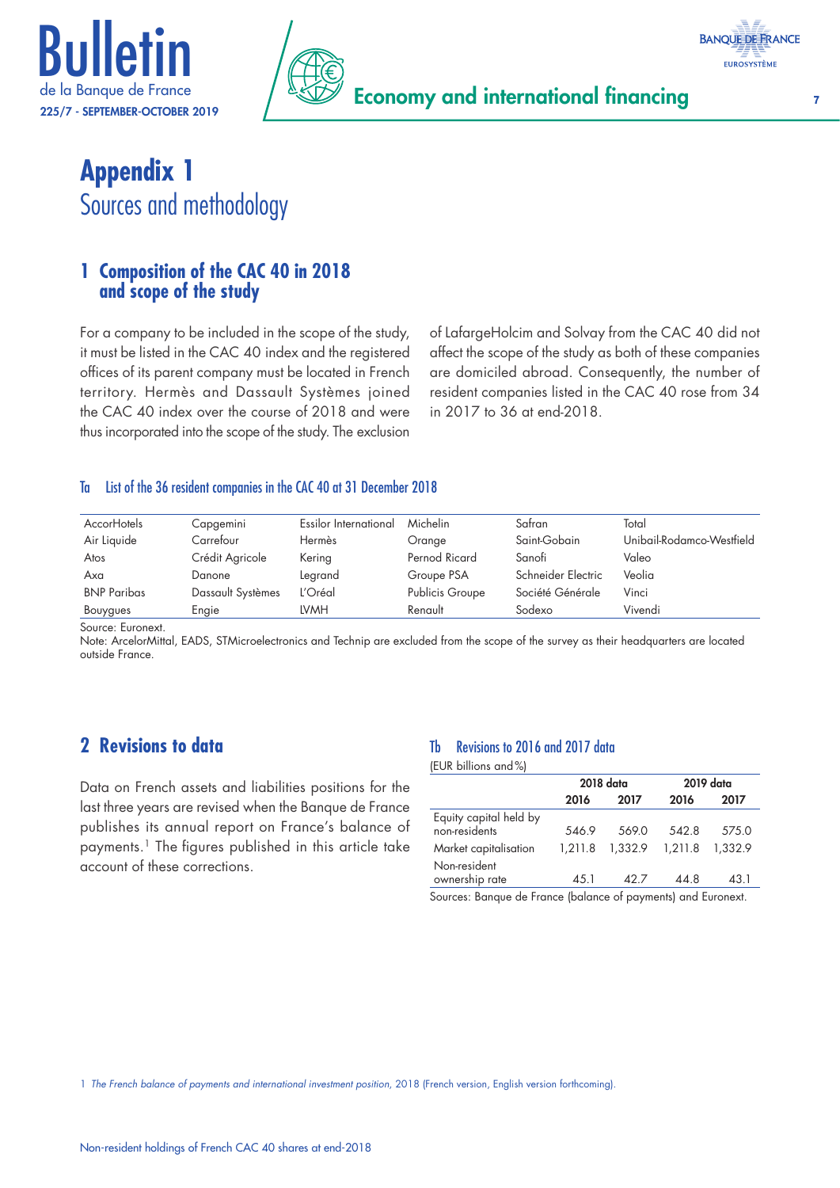# Appendix 1
## Sources and methodology

### 1 Composition of the CAC 40 in 2018 and scope of the study

For a company to be included in the scope of the study, it must be listed in the CAC 40 index and the registered offices of its parent company must be located in French territory. Hermès and Dassault Systèmes joined the CAC 40 index over the course of 2018 and were thus incorporated into the scope of the study. The exclusion of LafargeHolcim and Solvay from the CAC 40 did not affect the scope of the study as both of these companies are domiciled abroad. Consequently, the number of resident companies listed in the CAC 40 rose from 34 in 2017 to 36 at end-2018.

**Ta List of the 36 resident companies in the CAC 40 at 31 December 2018**

| | | | | | |
|---|---|---|---|---|---|
| AccorHotels | Capgemini | Essilor International | Michelin | Safran | Total |
| Air Liquide | Carrefour | Hermès | Orange | Saint-Gobain | Unibail-Rodamco-Westfield |
| Atos | Crédit Agricole | Kering | Pernod Ricard | Sanofi | Valeo |
| Axa | Danone | Legrand | Groupe PSA | Schneider Electric | Veolia |
| BNP Paribas | Dassault Systèmes | L'Oréal | Publicis Groupe | Société Générale | Vinci |
| Bouygues | Engie | LVMH | Renault | Sodexo | Vivendi |

Source: Euronext.
Note: ArcelorMittal, EADS, STMicroelectronics and Technip are excluded from the scope of the survey as their headquarters are located outside France.

### 2 Revisions to data

Data on French assets and liabilities positions for the last three years are revised when the Banque de France publishes its annual report on France's balance of payments.[1] The figures published in this article take account of these corrections.

**Tb Revisions to 2016 and 2017 data**
(EUR billions and %)

| | 2018 data | | 2019 data | |
|---|---|---|---|---|
| | 2016 | 2017 | 2016 | 2017 |
| Equity capital held by non-residents | 546.9 | 569.0 | 542.8 | 575.0 |
| Market capitalisation | 1,211.8 | 1,332.9 | 1,211.8 | 1,332.9 |
| Non-resident ownership rate | 45.1 | 42.7 | 44.8 | 43.1 |

Sources: Banque de France (balance of payments) and Euronext.

[1] *The French balance of payments and international investment position*, 2018 (French version, English version forthcoming).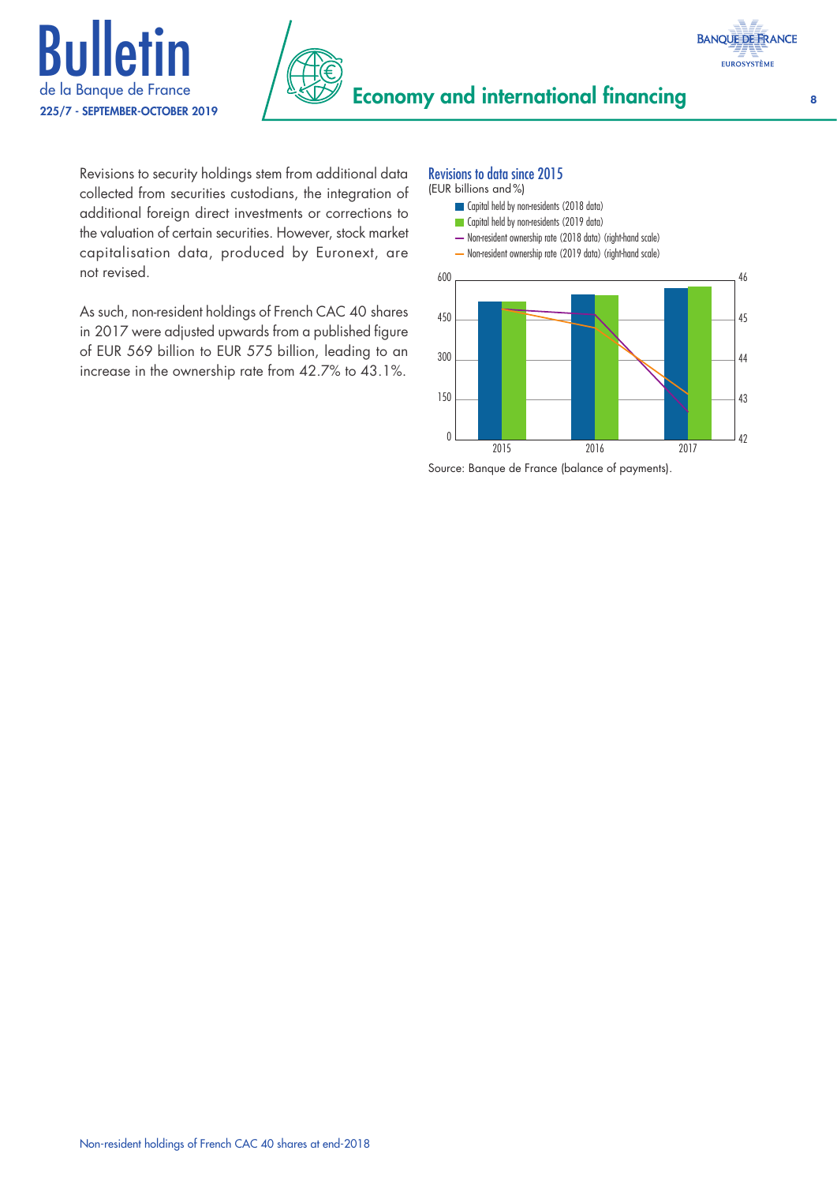Revisions to security holdings stem from additional data collected from securities custodians, the integration of additional foreign direct investments or corrections to the valuation of certain securities. However, stock market capitalisation data, produced by Euronext, are not revised.

As such, non-resident holdings of French CAC 40 shares in 2017 were adjusted upwards from a published figure of EUR 569 billion to EUR 575 billion, leading to an increase in the ownership rate from 42.7% to 43.1%.

### Revisions to data since 2015

(EUR billions and %)

- Capital held by non-residents (2018 data)
- Capital held by non-residents (2019 data)
- Non-resident ownership rate (2018 data) (right-hand scale)
- Non-resident ownership rate (2019 data) (right-hand scale)

Source: Banque de France (balance of payments).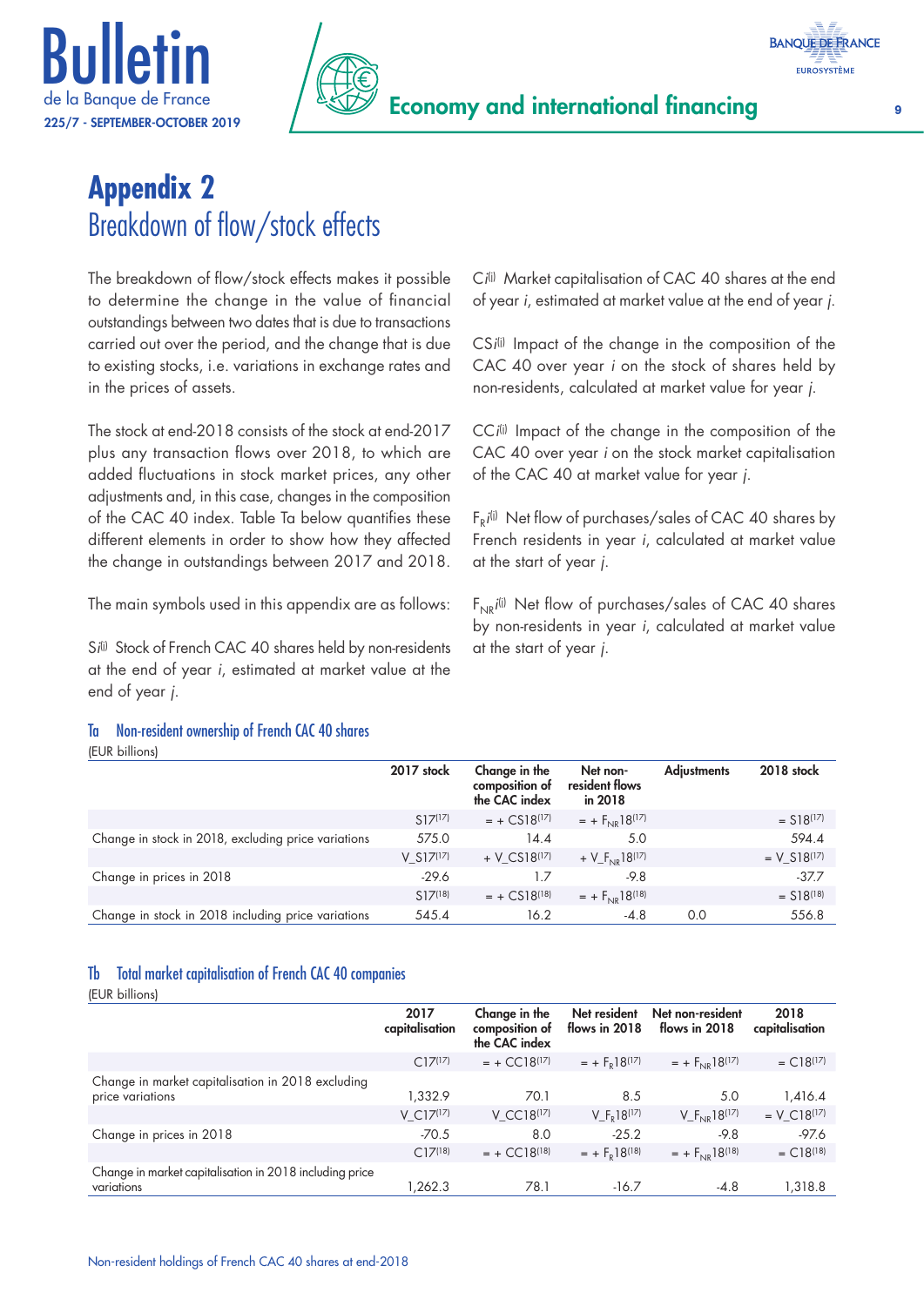# Appendix 2

## Breakdown of flow/stock effects

The breakdown of flow/stock effects makes it possible to determine the change in the value of financial outstandings between two dates that is due to transactions carried out over the period, and the change that is due to existing stocks, i.e. variations in exchange rates and in the prices of assets.

The stock at end-2018 consists of the stock at end-2017 plus any transaction flows over 2018, to which are added fluctuations in stock market prices, any other adjustments and, in this case, changes in the composition of the CAC 40 index. Table Ta below quantifies these different elements in order to show how they affected the change in outstandings between 2017 and 2018.

The main symbols used in this appendix are as follows:

$Si^{(j)}$ Stock of French CAC 40 shares held by non-residents at the end of year *i*, estimated at market value at the end of year *j*.

$Ci^{(j)}$ Market capitalisation of CAC 40 shares at the end of year *i*, estimated at market value at the end of year *j*.

$CSi^{(j)}$ Impact of the change in the composition of the CAC 40 over year *i* on the stock of shares held by non-residents, calculated at market value for year *j*.

$CCi^{(j)}$ Impact of the change in the composition of the CAC 40 over year *i* on the stock market capitalisation of the CAC 40 at market value for year *j*.

$F_R i^{(j)}$ Net flow of purchases/sales of CAC 40 shares by French residents in year *i*, calculated at market value at the start of year *j*.

$F_{NR} i^{(j)}$ Net flow of purchases/sales of CAC 40 shares by non-residents in year *i*, calculated at market value at the start of year *j*.

### Ta Non-resident ownership of French CAC 40 shares

(EUR billions)

| | 2017 stock | Change in the composition of the CAC index | Net non-resident flows in 2018 | Adjustments | 2018 stock |
|---|---|---|---|---|---|
| | $S17^{(17)}$ | $= + CS18^{(17)}$ | $= + F_{NR}18^{(17)}$ | | $= S18^{(17)}$ |
| Change in stock in 2018, excluding price variations | 575.0 | 14.4 | 5.0 | | 594.4 |
| | $V\_S17^{(17)}$ | $+ V\_CS18^{(17)}$ | $+ V\_F_{NR}18^{(17)}$ | | $= V\_S18^{(17)}$ |
| Change in prices in 2018 | -29.6 | 1.7 | -9.8 | | -37.7 |
| | $S17^{(18)}$ | $= + CS18^{(18)}$ | $= + F_{NR}18^{(18)}$ | | $= S18^{(18)}$ |
| Change in stock in 2018 including price variations | 545.4 | 16.2 | -4.8 | 0.0 | 556.8 |

### Tb Total market capitalisation of French CAC 40 companies

(EUR billions)

| | 2017 capitalisation | Change in the composition of the CAC index | Net resident flows in 2018 | Net non-resident flows in 2018 | 2018 capitalisation |
|---|---|---|---|---|---|
| | $C17^{(17)}$ | $= + CC18^{(17)}$ | $= + F_R18^{(17)}$ | $= + F_{NR}18^{(17)}$ | $= C18^{(17)}$ |
| Change in market capitalisation in 2018 excluding price variations | 1,332.9 | 70.1 | 8.5 | 5.0 | 1,416.4 |
| | $V\_C17^{(17)}$ | $V\_CC18^{(17)}$ | $V\_F_R18^{(17)}$ | $V\_F_{NR}18^{(17)}$ | $= V\_C18^{(17)}$ |
| Change in prices in 2018 | -70.5 | 8.0 | -25.2 | -9.8 | -97.6 |
| | $C17^{(18)}$ | $= + CC18^{(18)}$ | $= + F_R18^{(18)}$ | $= + F_{NR}18^{(18)}$ | $= C18^{(18)}$ |
| Change in market capitalisation in 2018 including price variations | 1,262.3 | 78.1 | -16.7 | -4.8 | 1,318.8 |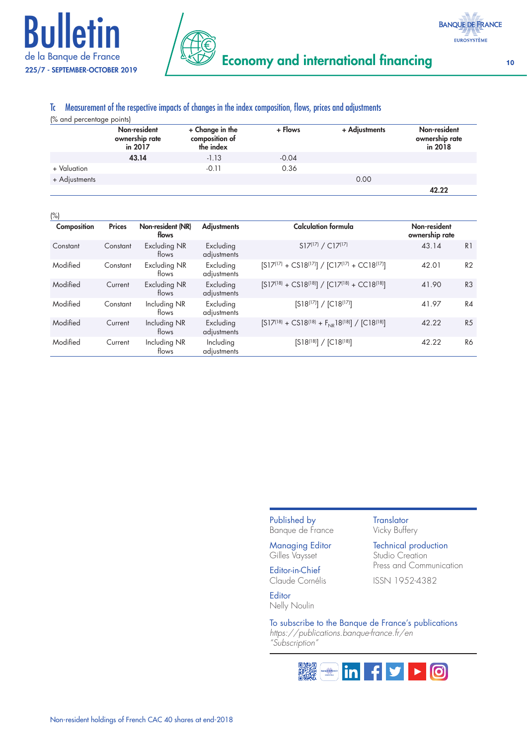### Tc Measurement of the respective impacts of changes in the index composition, flows, prices and adjustments

(% and percentage points)

| | Non-resident ownership rate in 2017 | + Change in the composition of the index | + Flows | + Adjustments | Non-resident ownership rate in 2018 |
|---|---|---|---|---|---|
| | **43.14** | -1.13 | -0.04 | | |
| + Valuation | | -0.11 | 0.36 | | |
| + Adjustments | | | | 0.00 | |
| | | | | | **42.22** |

(%)

| Composition | Prices | Non-resident (NR) flows | Adjustments | Calculation formula | Non-resident ownership rate | |
|---|---|---|---|---|---|---|
| Constant | Constant | Excluding NR flows | Excluding adjustments | $S17^{(17)} / C17^{(17)}$ | 43.14 | R1 |
| Modified | Constant | Excluding NR flows | Excluding adjustments | $[S17^{(17)} + CS18^{(17)}] / [C17^{(17)} + CC18^{(17)}]$ | 42.01 | R2 |
| Modified | Current | Excluding NR flows | Excluding adjustments | $[S17^{(18)} + CS18^{(18)}] / [C17^{(18)} + CC18^{(18)}]$ | 41.90 | R3 |
| Modified | Constant | Including NR flows | Excluding adjustments | $[S18^{(17)}] / [C18^{(17)}]$ | 41.97 | R4 |
| Modified | Current | Including NR flows | Excluding adjustments | $[S17^{(18)} + CS18^{(18)} + F_{NR}18^{(18)}] / [C18^{(18)}]$ | 42.22 | R5 |
| Modified | Current | Including NR flows | Including adjustments | $[S18^{(18)}] / [C18^{(18)}]$ | 42.22 | R6 |

Published by
Banque de France

Managing Editor
Gilles Vaysset

Editor-in-Chief
Claude Cornélis

Editor
Nelly Noulin

Translator
Vicky Buffery

Technical production
Studio Creation
Press and Communication

ISSN 1952-4382

To subscribe to the Banque de France's publications
*https://publications.banque-france.fr/en "Subscription"*